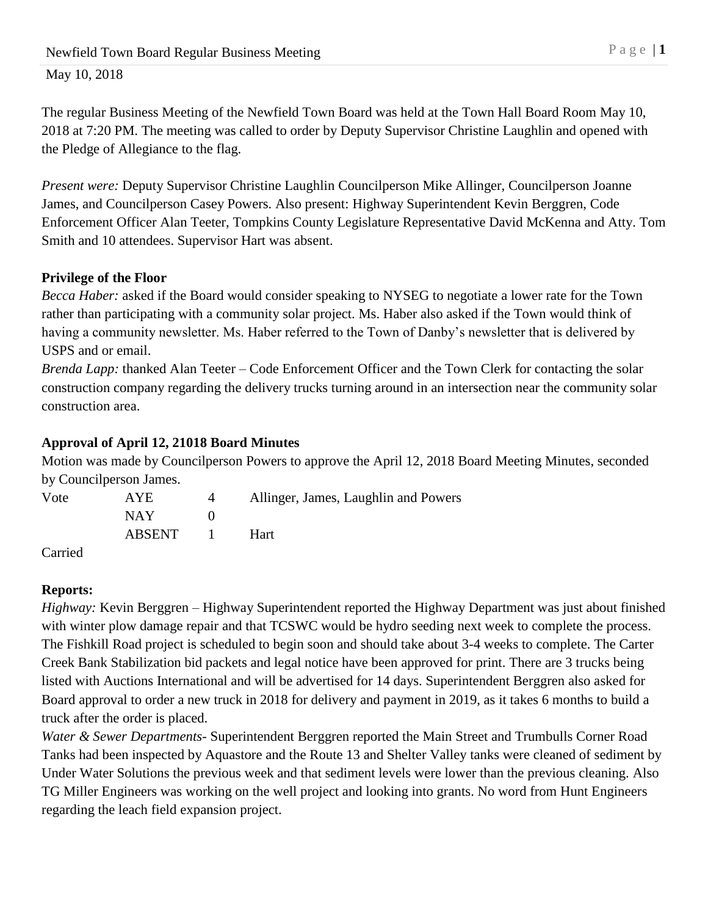Newfield Town Board Regular Business Meeting

May 10, 2018

The regular Business Meeting of the Newfield Town Board was held at the Town Hall Board Room May 10, 2018 at 7:20 PM. The meeting was called to order by Deputy Supervisor Christine Laughlin and opened with the Pledge of Allegiance to the flag.

*Present were:* Deputy Supervisor Christine Laughlin Councilperson Mike Allinger, Councilperson Joanne James, and Councilperson Casey Powers. Also present: Highway Superintendent Kevin Berggren, Code Enforcement Officer Alan Teeter, Tompkins County Legislature Representative David McKenna and Atty. Tom Smith and 10 attendees. Supervisor Hart was absent.

**Privilege of the Floor**

*Becca Haber:* asked if the Board would consider speaking to NYSEG to negotiate a lower rate for the Town rather than participating with a community solar project. Ms. Haber also asked if the Town would think of having a community newsletter. Ms. Haber referred to the Town of Danby's newsletter that is delivered by USPS and or email.

*Brenda Lapp:* thanked Alan Teeter – Code Enforcement Officer and the Town Clerk for contacting the solar construction company regarding the delivery trucks turning around in an intersection near the community solar construction area.

**Approval of April 12, 21018 Board Minutes**

Motion was made by Councilperson Powers to approve the April 12, 2018 Board Meeting Minutes, seconded by Councilperson James.

| Vote | AYE | 4 | Allinger, James, Laughlin and Powers |
|---|---|---|---|
| | NAY | 0 | |
| | ABSENT | 1 | Hart |

Carried

**Reports:**

*Highway:* Kevin Berggren – Highway Superintendent reported the Highway Department was just about finished with winter plow damage repair and that TCSWC would be hydro seeding next week to complete the process. The Fishkill Road project is scheduled to begin soon and should take about 3-4 weeks to complete. The Carter Creek Bank Stabilization bid packets and legal notice have been approved for print. There are 3 trucks being listed with Auctions International and will be advertised for 14 days. Superintendent Berggren also asked for Board approval to order a new truck in 2018 for delivery and payment in 2019, as it takes 6 months to build a truck after the order is placed.

*Water & Sewer Departments-* Superintendent Berggren reported the Main Street and Trumbulls Corner Road Tanks had been inspected by Aquastore and the Route 13 and Shelter Valley tanks were cleaned of sediment by Under Water Solutions the previous week and that sediment levels were lower than the previous cleaning. Also TG Miller Engineers was working on the well project and looking into grants. No word from Hunt Engineers regarding the leach field expansion project.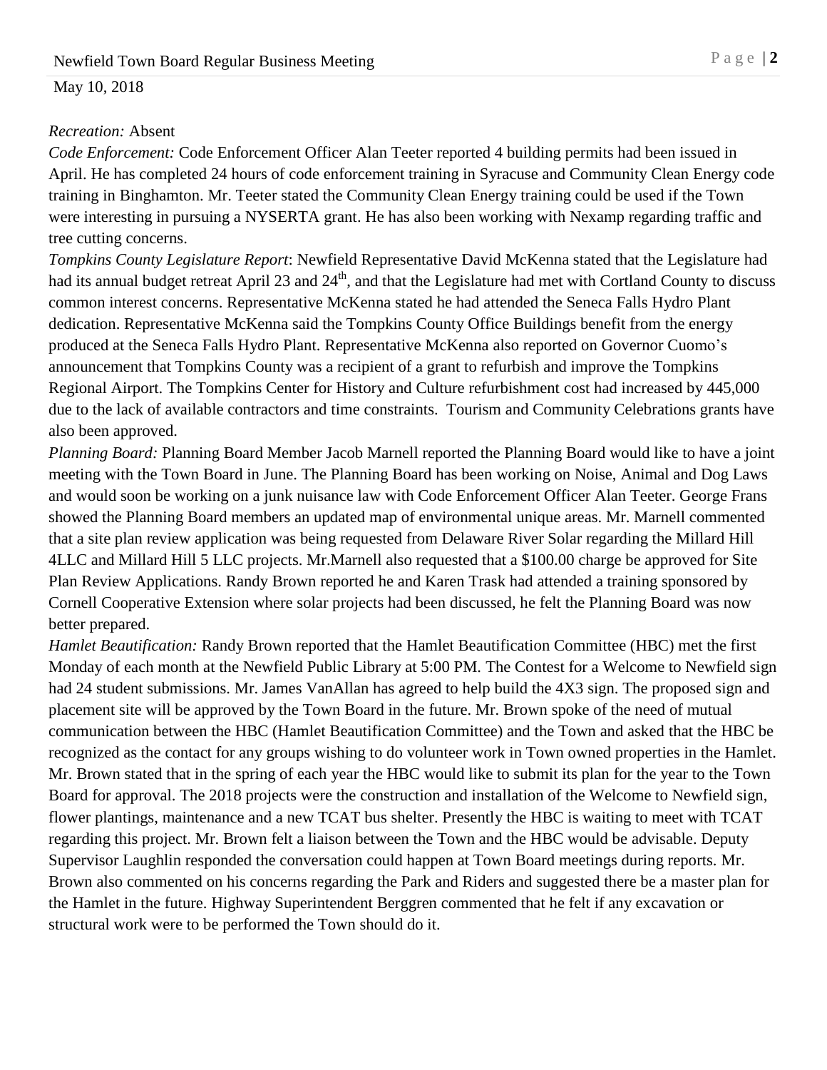*Recreation:* Absent

*Code Enforcement:* Code Enforcement Officer Alan Teeter reported 4 building permits had been issued in April. He has completed 24 hours of code enforcement training in Syracuse and Community Clean Energy code training in Binghamton. Mr. Teeter stated the Community Clean Energy training could be used if the Town were interesting in pursuing a NYSERTA grant. He has also been working with Nexamp regarding traffic and tree cutting concerns.

*Tompkins County Legislature Report*: Newfield Representative David McKenna stated that the Legislature had had its annual budget retreat April 23 and 24th, and that the Legislature had met with Cortland County to discuss common interest concerns. Representative McKenna stated he had attended the Seneca Falls Hydro Plant dedication. Representative McKenna said the Tompkins County Office Buildings benefit from the energy produced at the Seneca Falls Hydro Plant. Representative McKenna also reported on Governor Cuomo's announcement that Tompkins County was a recipient of a grant to refurbish and improve the Tompkins Regional Airport. The Tompkins Center for History and Culture refurbishment cost had increased by 445,000 due to the lack of available contractors and time constraints. Tourism and Community Celebrations grants have also been approved.

*Planning Board:* Planning Board Member Jacob Marnell reported the Planning Board would like to have a joint meeting with the Town Board in June. The Planning Board has been working on Noise, Animal and Dog Laws and would soon be working on a junk nuisance law with Code Enforcement Officer Alan Teeter. George Frans showed the Planning Board members an updated map of environmental unique areas. Mr. Marnell commented that a site plan review application was being requested from Delaware River Solar regarding the Millard Hill 4LLC and Millard Hill 5 LLC projects. Mr.Marnell also requested that a $100.00 charge be approved for Site Plan Review Applications. Randy Brown reported he and Karen Trask had attended a training sponsored by Cornell Cooperative Extension where solar projects had been discussed, he felt the Planning Board was now better prepared.

*Hamlet Beautification:* Randy Brown reported that the Hamlet Beautification Committee (HBC) met the first Monday of each month at the Newfield Public Library at 5:00 PM. The Contest for a Welcome to Newfield sign had 24 student submissions. Mr. James VanAllan has agreed to help build the 4X3 sign. The proposed sign and placement site will be approved by the Town Board in the future. Mr. Brown spoke of the need of mutual communication between the HBC (Hamlet Beautification Committee) and the Town and asked that the HBC be recognized as the contact for any groups wishing to do volunteer work in Town owned properties in the Hamlet. Mr. Brown stated that in the spring of each year the HBC would like to submit its plan for the year to the Town Board for approval. The 2018 projects were the construction and installation of the Welcome to Newfield sign, flower plantings, maintenance and a new TCAT bus shelter. Presently the HBC is waiting to meet with TCAT regarding this project. Mr. Brown felt a liaison between the Town and the HBC would be advisable. Deputy Supervisor Laughlin responded the conversation could happen at Town Board meetings during reports. Mr. Brown also commented on his concerns regarding the Park and Riders and suggested there be a master plan for the Hamlet in the future. Highway Superintendent Berggren commented that he felt if any excavation or structural work were to be performed the Town should do it.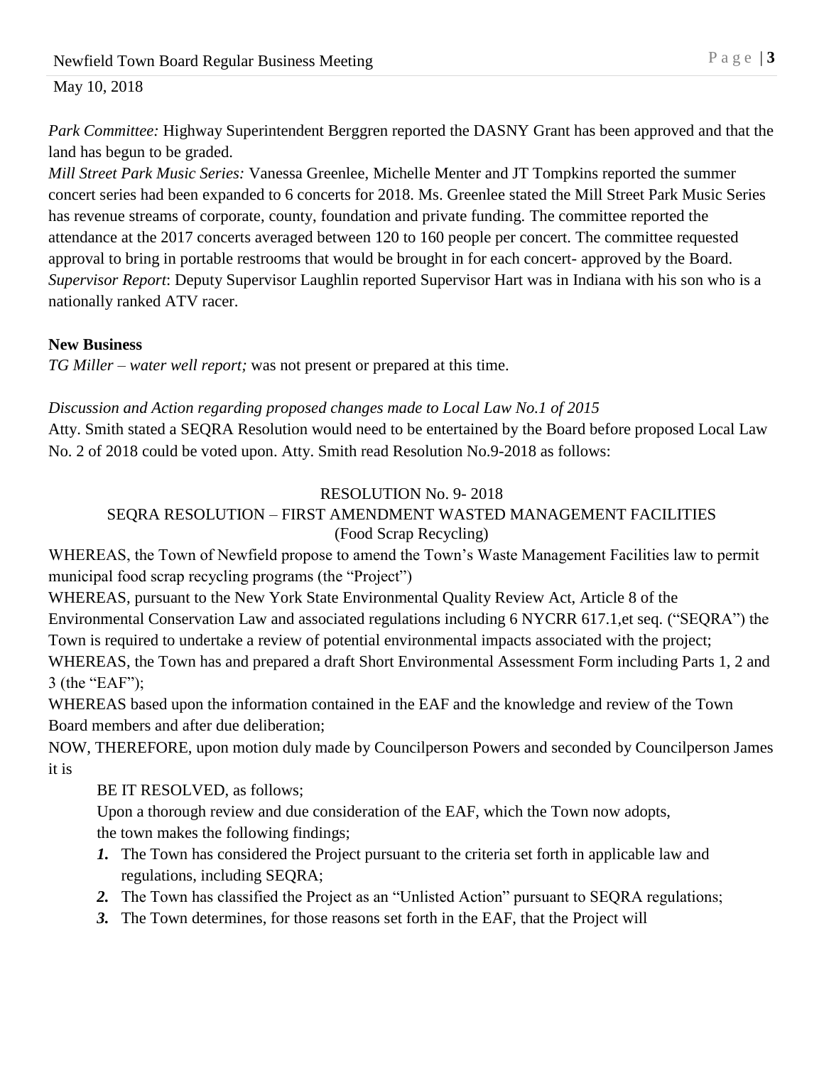*Park Committee:* Highway Superintendent Berggren reported the DASNY Grant has been approved and that the land has begun to be graded.

*Mill Street Park Music Series:* Vanessa Greenlee, Michelle Menter and JT Tompkins reported the summer concert series had been expanded to 6 concerts for 2018. Ms. Greenlee stated the Mill Street Park Music Series has revenue streams of corporate, county, foundation and private funding. The committee reported the attendance at the 2017 concerts averaged between 120 to 160 people per concert. The committee requested approval to bring in portable restrooms that would be brought in for each concert- approved by the Board.

*Supervisor Report*: Deputy Supervisor Laughlin reported Supervisor Hart was in Indiana with his son who is a nationally ranked ATV racer.

**New Business**

*TG Miller – water well report;* was not present or prepared at this time.

*Discussion and Action regarding proposed changes made to Local Law No.1 of 2015*

Atty. Smith stated a SEQRA Resolution would need to be entertained by the Board before proposed Local Law No. 2 of 2018 could be voted upon. Atty. Smith read Resolution No.9-2018 as follows:

RESOLUTION No. 9- 2018

SEQRA RESOLUTION – FIRST AMENDMENT WASTED MANAGEMENT FACILITIES

(Food Scrap Recycling)

WHEREAS, the Town of Newfield propose to amend the Town's Waste Management Facilities law to permit municipal food scrap recycling programs (the "Project")

WHEREAS, pursuant to the New York State Environmental Quality Review Act, Article 8 of the Environmental Conservation Law and associated regulations including 6 NYCRR 617.1,et seq. ("SEQRA") the Town is required to undertake a review of potential environmental impacts associated with the project;

WHEREAS, the Town has and prepared a draft Short Environmental Assessment Form including Parts 1, 2 and 3 (the "EAF");

WHEREAS based upon the information contained in the EAF and the knowledge and review of the Town Board members and after due deliberation;

NOW, THEREFORE, upon motion duly made by Councilperson Powers and seconded by Councilperson James it is

BE IT RESOLVED, as follows;

Upon a thorough review and due consideration of the EAF, which the Town now adopts, the town makes the following findings;

1. The Town has considered the Project pursuant to the criteria set forth in applicable law and regulations, including SEQRA;
2. The Town has classified the Project as an "Unlisted Action" pursuant to SEQRA regulations;
3. The Town determines, for those reasons set forth in the EAF, that the Project will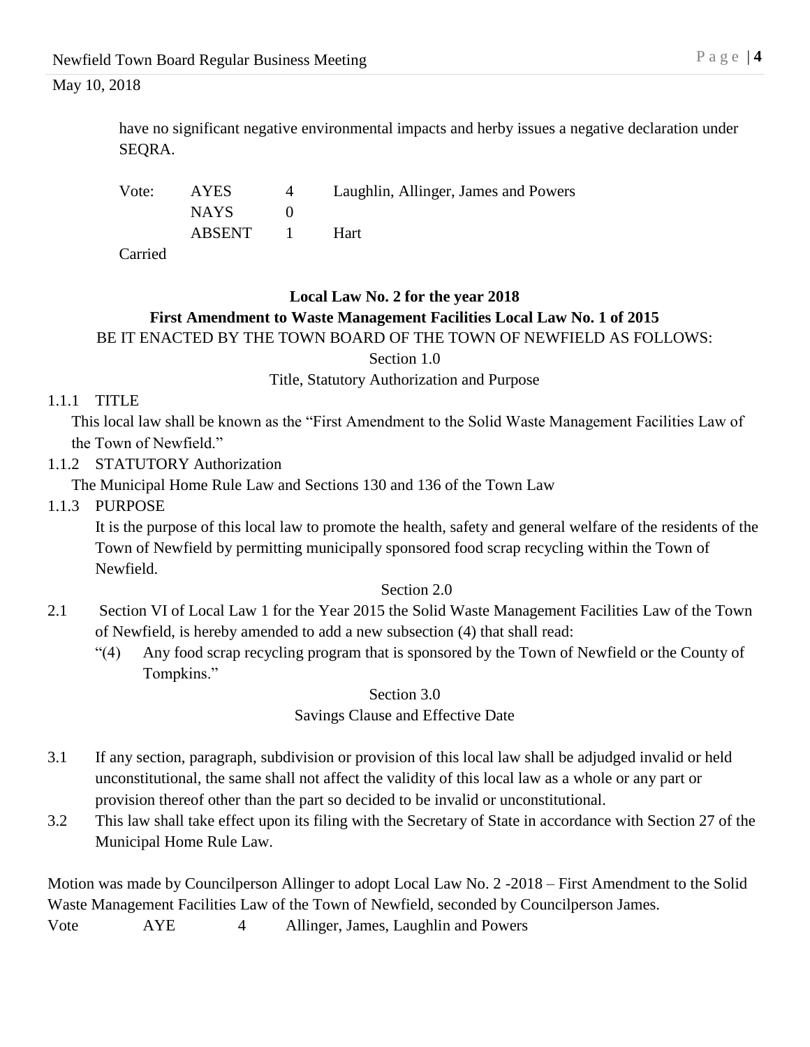have no significant negative environmental impacts and herby issues a negative declaration under SEQRA.

| Vote: | AYES | 4 | Laughlin, Allinger, James and Powers |
|---|---|---|---|
| | NAYS | 0 | |
| | ABSENT | 1 | Hart |

Carried

**Local Law No. 2 for the year 2018**

**First Amendment to Waste Management Facilities Local Law No. 1 of 2015**

BE IT ENACTED BY THE TOWN BOARD OF THE TOWN OF NEWFIELD AS FOLLOWS:

Section 1.0

Title, Statutory Authorization and Purpose

1.1.1 TITLE

This local law shall be known as the "First Amendment to the Solid Waste Management Facilities Law of the Town of Newfield."

1.1.2 STATUTORY Authorization

The Municipal Home Rule Law and Sections 130 and 136 of the Town Law

1.1.3 PURPOSE

It is the purpose of this local law to promote the health, safety and general welfare of the residents of the Town of Newfield by permitting municipally sponsored food scrap recycling within the Town of Newfield.

Section 2.0

2.1 Section VI of Local Law 1 for the Year 2015 the Solid Waste Management Facilities Law of the Town of Newfield, is hereby amended to add a new subsection (4) that shall read:

"(4) Any food scrap recycling program that is sponsored by the Town of Newfield or the County of Tompkins."

Section 3.0

Savings Clause and Effective Date

3.1 If any section, paragraph, subdivision or provision of this local law shall be adjudged invalid or held unconstitutional, the same shall not affect the validity of this local law as a whole or any part or provision thereof other than the part so decided to be invalid or unconstitutional.

3.2 This law shall take effect upon its filing with the Secretary of State in accordance with Section 27 of the Municipal Home Rule Law.

Motion was made by Councilperson Allinger to adopt Local Law No. 2 -2018 – First Amendment to the Solid Waste Management Facilities Law of the Town of Newfield, seconded by Councilperson James.

| Vote | AYE | 4 | Allinger, James, Laughlin and Powers |
|---|---|---|---|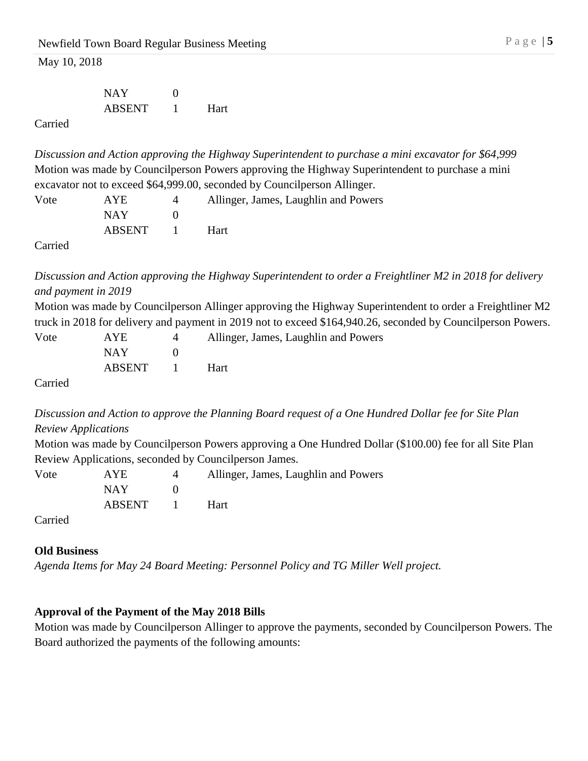| | | | |
|---|---|---|---|
| | NAY | 0 | |
| | ABSENT | 1 | Hart |

Carried

*Discussion and Action approving the Highway Superintendent to purchase a mini excavator for $64,999*

Motion was made by Councilperson Powers approving the Highway Superintendent to purchase a mini excavator not to exceed $64,999.00, seconded by Councilperson Allinger.

| | | | |
|---|---|---|---|
| Vote | AYE | 4 | Allinger, James, Laughlin and Powers |
| | NAY | 0 | |
| | ABSENT | 1 | Hart |

Carried

*Discussion and Action approving the Highway Superintendent to order a Freightliner M2 in 2018 for delivery and payment in 2019*

Motion was made by Councilperson Allinger approving the Highway Superintendent to order a Freightliner M2 truck in 2018 for delivery and payment in 2019 not to exceed $164,940.26, seconded by Councilperson Powers.

| | | | |
|---|---|---|---|
| Vote | AYE | 4 | Allinger, James, Laughlin and Powers |
| | NAY | 0 | |
| | ABSENT | 1 | Hart |

Carried

*Discussion and Action to approve the Planning Board request of a One Hundred Dollar fee for Site Plan Review Applications*

Motion was made by Councilperson Powers approving a One Hundred Dollar ($100.00) fee for all Site Plan Review Applications, seconded by Councilperson James.

| | | | |
|---|---|---|---|
| Vote | AYE | 4 | Allinger, James, Laughlin and Powers |
| | NAY | 0 | |
| | ABSENT | 1 | Hart |

Carried

**Old Business**

*Agenda Items for May 24 Board Meeting: Personnel Policy and TG Miller Well project.*

**Approval of the Payment of the May 2018 Bills**

Motion was made by Councilperson Allinger to approve the payments, seconded by Councilperson Powers. The Board authorized the payments of the following amounts: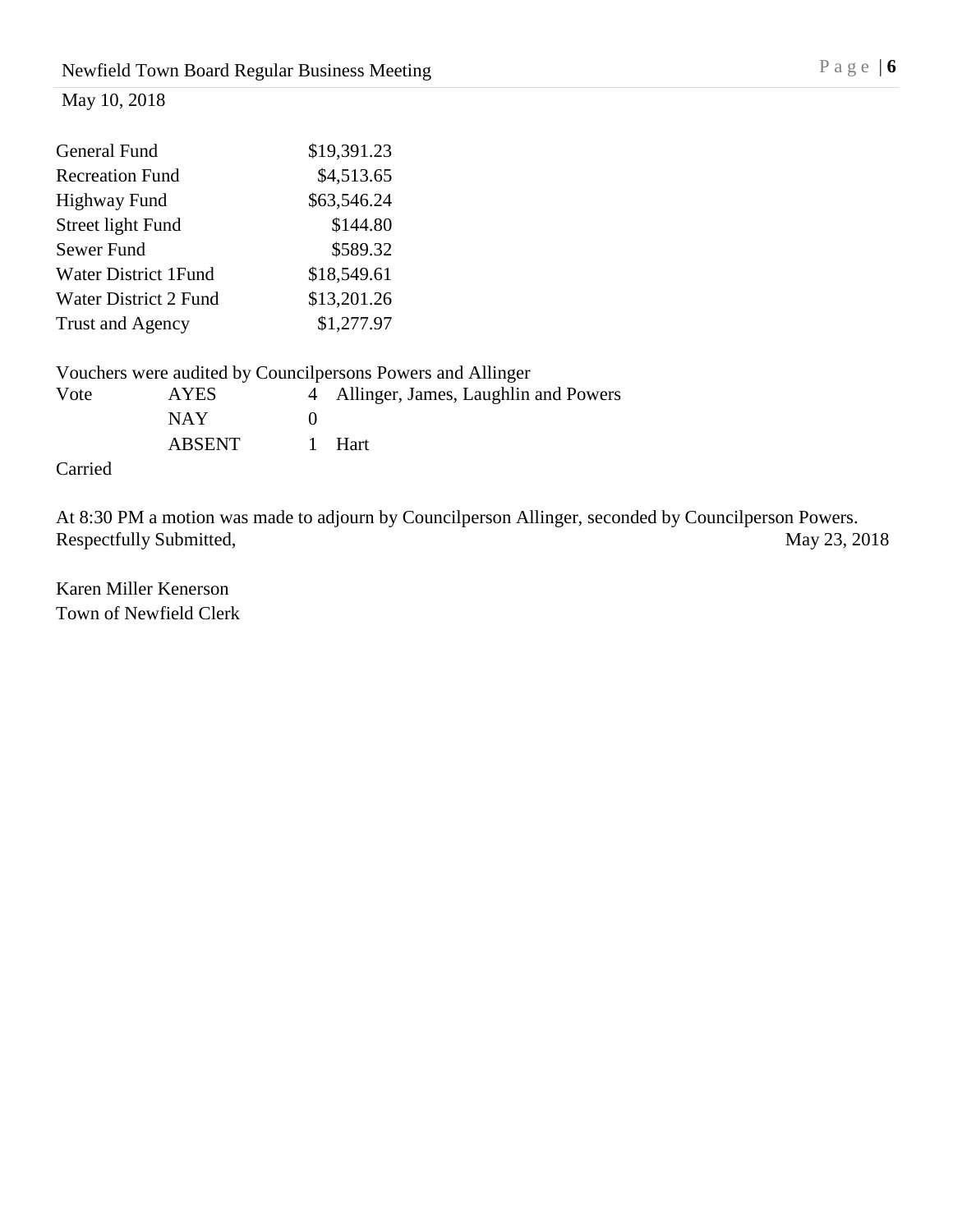May 10, 2018

| | |
|---|---|
| General Fund | \$19,391.23 |
| Recreation Fund | \$4,513.65 |
| Highway Fund | \$63,546.24 |
| Street light Fund | \$144.80 |
| Sewer Fund | \$589.32 |
| Water District 1Fund | \$18,549.61 |
| Water District 2 Fund | \$13,201.26 |
| Trust and Agency | \$1,277.97 |

Vouchers were audited by Councilpersons Powers and Allinger

| | | | |
|---|---|---|---|
| Vote | AYES | 4 | Allinger, James, Laughlin and Powers |
| | NAY | 0 | |
| | ABSENT | 1 | Hart |

Carried

At 8:30 PM a motion was made to adjourn by Councilperson Allinger, seconded by Councilperson Powers.

Respectfully Submitted, May 23, 2018

Karen Miller Kenerson
Town of Newfield Clerk